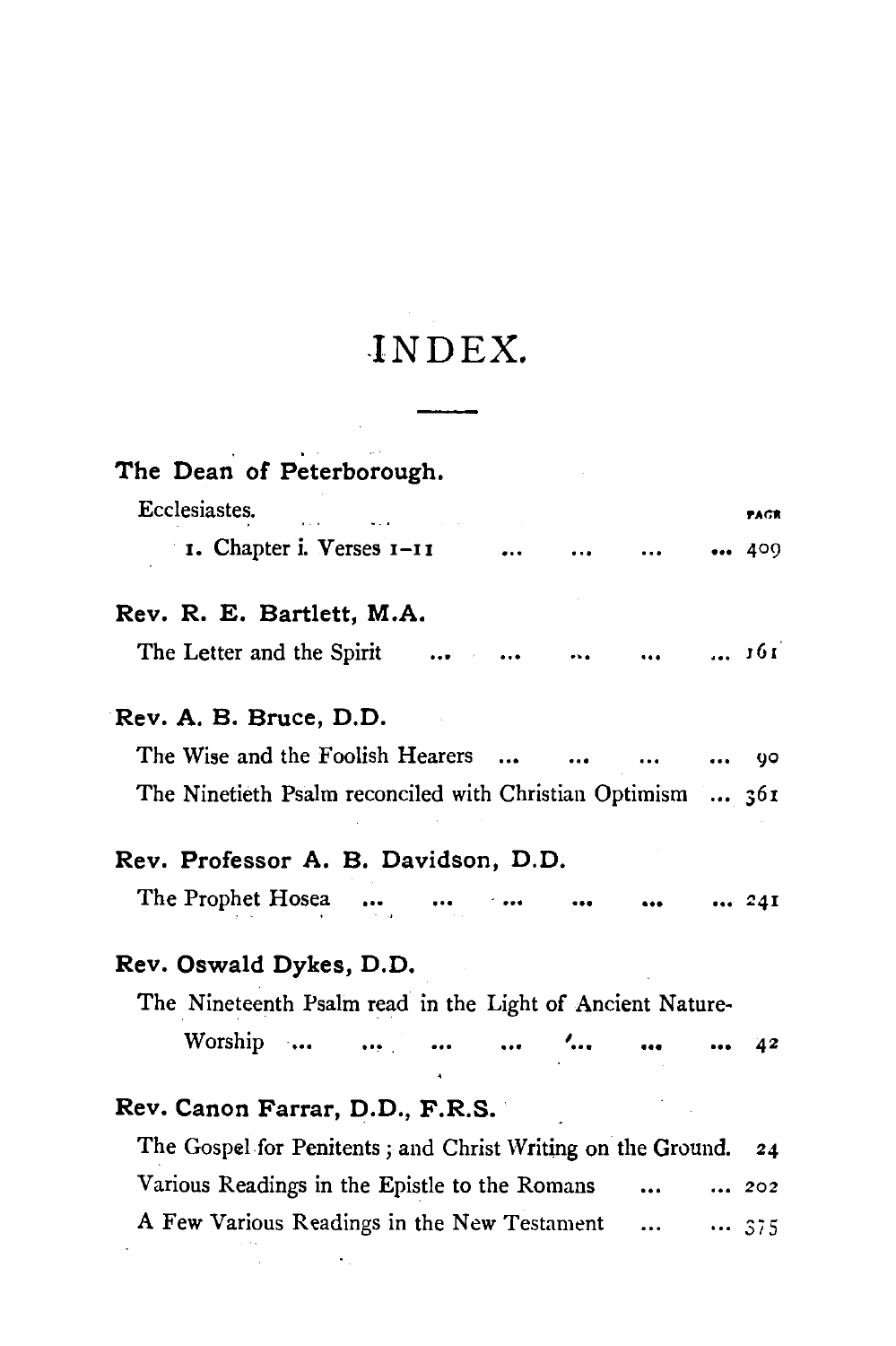# INDEX.

**The Dean of Peterborough.**

Ecclesiastes. PAGE

1. Chapter i. Verses 1–11 ... ... ... ... 409

**Rev. R. E. Bartlett, M.A.**

The Letter and the Spirit ... ... ... ... ... 161

**Rev. A. B. Bruce, D.D.**

The Wise and the Foolish Hearers ... ... ... ... 90

The Ninetieth Psalm reconciled with Christian Optimism ... 361

**Rev. Professor A. B. Davidson, D.D.**

The Prophet Hosea ... ... ... ... ... ... 241

**Rev. Oswald Dykes, D.D.**

The Nineteenth Psalm read in the Light of Ancient Nature-Worship ... ... ... ... ... ... ... 42

**Rev. Canon Farrar, D.D., F.R.S.**

The Gospel for Penitents; and Christ Writing on the Ground. 24

Various Readings in the Epistle to the Romans ... ... 202

A Few Various Readings in the New Testament ... ... 375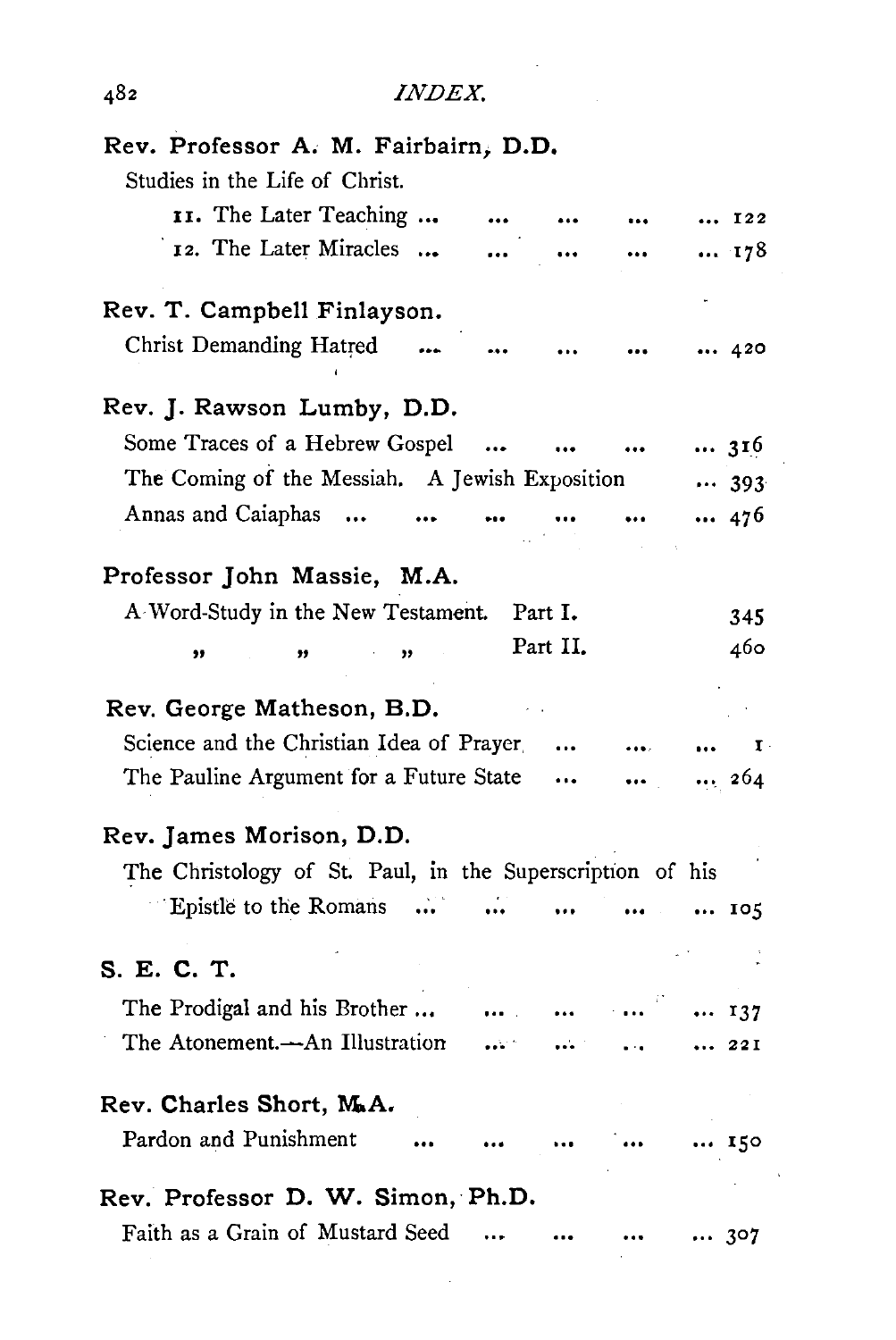**Rev. Professor A. M. Fairbairn, D.D.**

Studies in the Life of Christ.

11. The Later Teaching ... ... ... ... ... 122
12. The Later Miracles ... ... ... ... ... 178

**Rev. T. Campbell Finlayson.**

Christ Demanding Hatred ... ... ... ... ... 420

**Rev. J. Rawson Lumby, D.D.**

Some Traces of a Hebrew Gospel ... ... ... ... 316
The Coming of the Messiah. A Jewish Exposition ... 393
Annas and Caiaphas ... ... ... ... ... ... 476

**Professor John Massie, M.A.**

A Word-Study in the New Testament. Part I. 345
" " " Part II. 460

**Rev. George Matheson, B.D.**

Science and the Christian Idea of Prayer ... ... ... 1
The Pauline Argument for a Future State ... ... ... 264

**Rev. James Morison, D.D.**

The Christology of St. Paul, in the Superscription of his Epistle to the Romans ... ... ... ... ... 105

**S. E. C. T.**

The Prodigal and his Brother ... ... ... ... ... 137
The Atonement.—An Illustration ... ... ... ... 221

**Rev. Charles Short, M.A.**

Pardon and Punishment ... ... ... ... ... 150

**Rev. Professor D. W. Simon, Ph.D.**

Faith as a Grain of Mustard Seed ... ... ... ... 307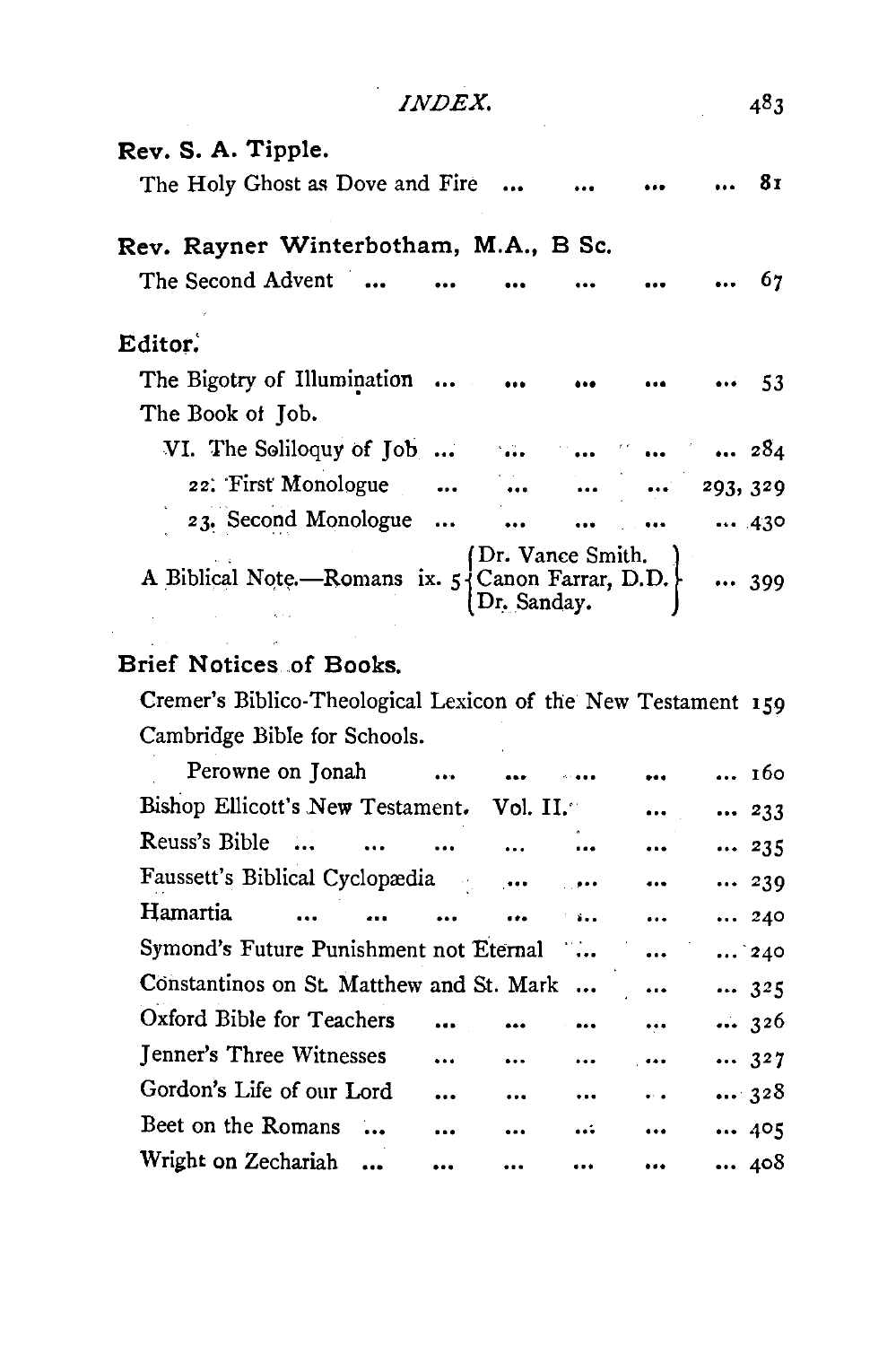**Rev. S. A. Tipple.**

The Holy Ghost as Dove and Fire ... ... ... ... 81

**Rev. Rayner Winterbotham, M.A., B Sc.**

The Second Advent ... ... ... ... ... ... 67

**Editor.**

The Bigotry of Illumination ... ... ... ... ... 53

The Book of Job.

VI. The Soliloquy of Job ... ... ... ... ... 284

22. First Monologue ... ... ... ... 293, 329

23. Second Monologue ... ... ... ... ... 430

A Biblical Note.—Romans ix. 5 {Dr. Vance Smith. Canon Farrar, D.D. Dr. Sanday.} ... 399

**Brief Notices of Books.**

Cremer's Biblico-Theological Lexicon of the New Testament 159

Cambridge Bible for Schools.

Perowne on Jonah ... ... ... ... ... 160

Bishop Ellicott's New Testament. Vol. II. ... ... 233

Reuss's Bible ... ... ... ... ... ... ... 235

Faussett's Biblical Cyclopædia ... ... ... ... 239

Hamartia ... ... ... ... ... ... ... 240

Symond's Future Punishment not Eternal ... ... ... 240

Constantinos on St. Matthew and St. Mark ... ... ... 325

Oxford Bible for Teachers ... ... ... ... ... 326

Jenner's Three Witnesses ... ... ... ... ... 327

Gordon's Life of our Lord ... ... ... ... ... 328

Beet on the Romans ... ... ... ... ... ... 405

Wright on Zechariah ... ... ... ... ... ... 408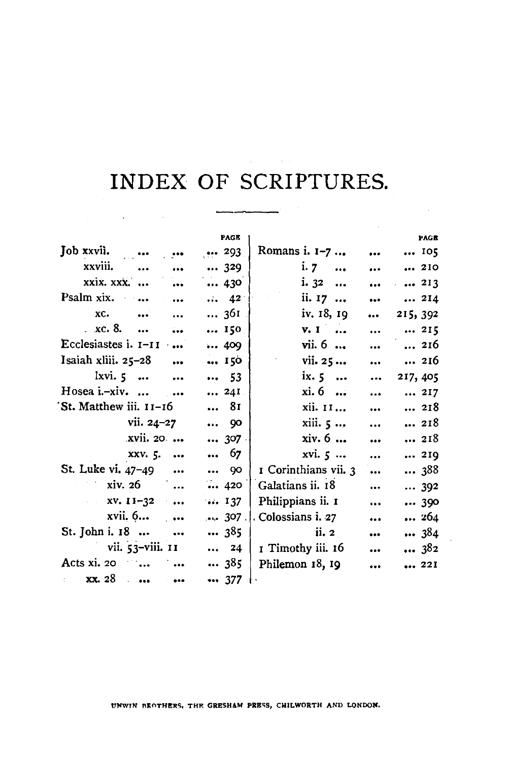# INDEX OF SCRIPTURES.

| | PAGE |
|---|---|
| Job xxvii. | 293 |
| xxviii. | 329 |
| xxix. xxx. | 430 |
| Psalm xix. | 42 |
| xc. | 361 |
| xc. 8. | 150 |
| Ecclesiastes i. 1–11 | 409 |
| Isaiah xliii. 25–28 | 150 |
| lxvi. 5 | 53 |
| Hosea i.–xiv. | 241 |
| St. Matthew iii. 11–16 | 81 |
| vii. 24–27 | 90 |
| xvii. 20. | 307 |
| xxv. 5. | 67 |
| St. Luke vi. 47–49 | 90 |
| xiv. 26 | 420 |
| xv. 11–32 | 137 |
| xvii. 6... | 307 |
| St. John i. 18 | 385 |
| vii. 53–viii. 11 | 24 |
| Acts xi. 20 | 385 |
| xx. 28 | 377 |
| Romans i. 1–7 | 105 |
| i. 7 | 210 |
| i. 32 | 213 |
| ii. 17 | 214 |
| iv. 18, 19 | 215, 392 |
| v. 1 | 215 |
| vii. 6 | 216 |
| vii. 25 | 216 |
| ix. 5 | 217, 405 |
| xi. 6 | 217 |
| xii. 11 | 218 |
| xiii. 5 | 218 |
| xiv. 6 | 218 |
| xvi. 5 | 219 |
| 1 Corinthians vii. 3 | 388 |
| Galatians ii. 18 | 392 |
| Philippians ii. 1 | 390 |
| Colossians i. 27 | 264 |
| ii. 2 | 384 |
| 1 Timothy iii. 16 | 382 |
| Philemon 18, 19 | 221 |

UNWIN BROTHERS, THE GRESHAM PRESS, CHILWORTH AND LONDON.